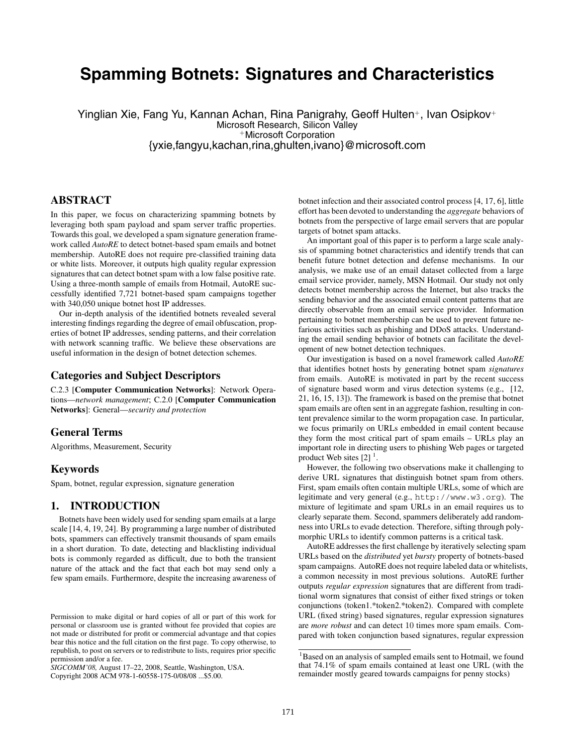# Spamming Botnets: Signatures and Characteristics

Yinglian Xie, Fang Yu, Kannan Achan, Rina Panigrahy, Geoff Hulten[+], Ivan Osipkov[+]
Microsoft Research, Silicon Valley
[+]Microsoft Corporation
{yxie,fangyu,kachan,rina,ghulten,ivano}@microsoft.com

## ABSTRACT

In this paper, we focus on characterizing spamming botnets by leveraging both spam payload and spam server traffic properties. Towards this goal, we developed a spam signature generation framework called *AutoRE* to detect botnet-based spam emails and botnet membership. AutoRE does not require pre-classified training data or white lists. Moreover, it outputs high quality regular expression signatures that can detect botnet spam with a low false positive rate. Using a three-month sample of emails from Hotmail, AutoRE successfully identified 7,721 botnet-based spam campaigns together with 340,050 unique botnet host IP addresses.

Our in-depth analysis of the identified botnets revealed several interesting findings regarding the degree of email obfuscation, properties of botnet IP addresses, sending patterns, and their correlation with network scanning traffic. We believe these observations are useful information in the design of botnet detection schemes.

### Categories and Subject Descriptors

C.2.3 [**Computer Communication Networks**]: Network Operations—*network management*; C.2.0 [**Computer Communication Networks**]: General—*security and protection*

### General Terms

Algorithms, Measurement, Security

### Keywords

Spam, botnet, regular expression, signature generation

## 1. INTRODUCTION

Botnets have been widely used for sending spam emails at a large scale [14, 4, 19, 24]. By programming a large number of distributed bots, spammers can effectively transmit thousands of spam emails in a short duration. To date, detecting and blacklisting individual bots is commonly regarded as difficult, due to both the transient nature of the attack and the fact that each bot may send only a few spam emails. Furthermore, despite the increasing awareness of botnet infection and their associated control process [4, 17, 6], little effort has been devoted to understanding the *aggregate* behaviors of botnets from the perspective of large email servers that are popular targets of botnet spam attacks.

An important goal of this paper is to perform a large scale analysis of spamming botnet characteristics and identify trends that can benefit future botnet detection and defense mechanisms. In our analysis, we make use of an email dataset collected from a large email service provider, namely, MSN Hotmail. Our study not only detects botnet membership across the Internet, but also tracks the sending behavior and the associated email content patterns that are directly observable from an email service provider. Information pertaining to botnet membership can be used to prevent future nefarious activities such as phishing and DDoS attacks. Understanding the email sending behavior of botnets can facilitate the development of new botnet detection techniques.

Our investigation is based on a novel framework called *AutoRE* that identifies botnet hosts by generating botnet spam *signatures* from emails. AutoRE is motivated in part by the recent success of signature based worm and virus detection systems (e.g., [12, 21, 16, 15, 13]). The framework is based on the premise that botnet spam emails are often sent in an aggregate fashion, resulting in content prevalence similar to the worm propagation case. In particular, we focus primarily on URLs embedded in email content because they form the most critical part of spam emails – URLs play an important role in directing users to phishing Web pages or targeted product Web sites [2] [1].

However, the following two observations make it challenging to derive URL signatures that distinguish botnet spam from others. First, spam emails often contain multiple URLs, some of which are legitimate and very general (e.g., `http://www.w3.org`). The mixture of legitimate and spam URLs in an email requires us to clearly separate them. Second, spammers deliberately add randomness into URLs to evade detection. Therefore, sifting through polymorphic URLs to identify common patterns is a critical task.

AutoRE addresses the first challenge by iteratively selecting spam URLs based on the *distributed* yet *bursty* property of botnets-based spam campaigns. AutoRE does not require labeled data or whitelists, a common necessity in most previous solutions. AutoRE further outputs *regular expression* signatures that are different from traditional worm signatures that consist of either fixed strings or token conjunctions (token1.*token2.*token2). Compared with complete URL (fixed string) based signatures, regular expression signatures are *more robust* and can detect 10 times more spam emails. Compared with token conjunction based signatures, regular expression

[1] Based on an analysis of sampled emails sent to Hotmail, we found that 74.1% of spam emails contained at least one URL (with the remainder mostly geared towards campaigns for penny stocks)

Permission to make digital or hard copies of all or part of this work for personal or classroom use is granted without fee provided that copies are not made or distributed for profit or commercial advantage and that copies bear this notice and the full citation on the first page. To copy otherwise, to republish, to post on servers or to redistribute to lists, requires prior specific permission and/or a fee.
*SIGCOMM'08,* August 17–22, 2008, Seattle, Washington, USA.
Copyright 2008 ACM 978-1-60558-175-0/08/08 ...$5.00.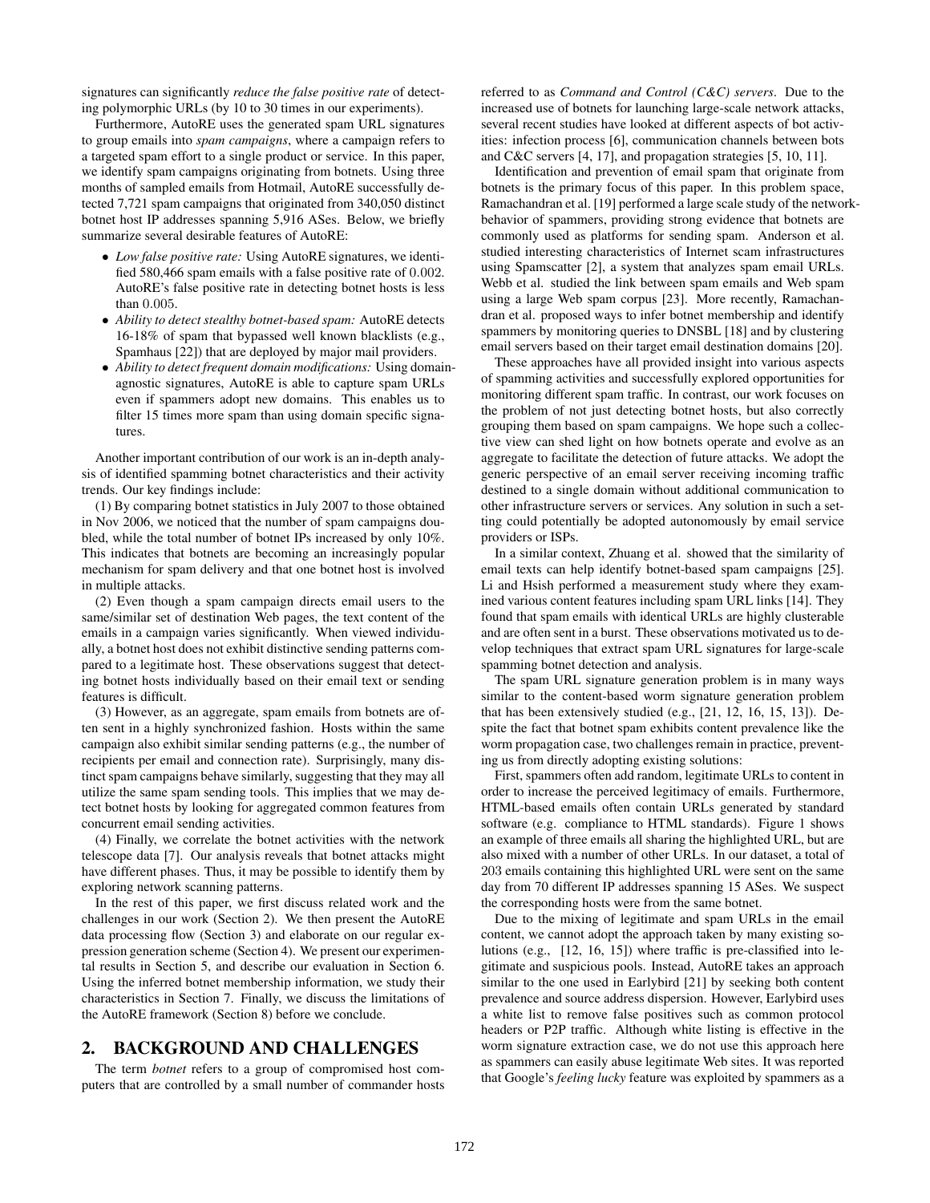signatures can significantly *reduce the false positive rate* of detecting polymorphic URLs (by 10 to 30 times in our experiments).

Furthermore, AutoRE uses the generated spam URL signatures to group emails into *spam campaigns*, where a campaign refers to a targeted spam effort to a single product or service. In this paper, we identify spam campaigns originating from botnets. Using three months of sampled emails from Hotmail, AutoRE successfully detected 7,721 spam campaigns that originated from 340,050 distinct botnet host IP addresses spanning 5,916 ASes. Below, we briefly summarize several desirable features of AutoRE:

- *Low false positive rate:* Using AutoRE signatures, we identified 580,466 spam emails with a false positive rate of 0.002. AutoRE's false positive rate in detecting botnet hosts is less than 0.005.
- *Ability to detect stealthy botnet-based spam:* AutoRE detects 16-18% of spam that bypassed well known blacklists (e.g., Spamhaus [22]) that are deployed by major mail providers.
- *Ability to detect frequent domain modifications:* Using domain-agnostic signatures, AutoRE is able to capture spam URLs even if spammers adopt new domains. This enables us to filter 15 times more spam than using domain specific signatures.

Another important contribution of our work is an in-depth analysis of identified spamming botnet characteristics and their activity trends. Our key findings include:

(1) By comparing botnet statistics in July 2007 to those obtained in Nov 2006, we noticed that the number of spam campaigns doubled, while the total number of botnet IPs increased by only 10%. This indicates that botnets are becoming an increasingly popular mechanism for spam delivery and that one botnet host is involved in multiple attacks.

(2) Even though a spam campaign directs email users to the same/similar set of destination Web pages, the text content of the emails in a campaign varies significantly. When viewed individually, a botnet host does not exhibit distinctive sending patterns compared to a legitimate host. These observations suggest that detecting botnet hosts individually based on their email text or sending features is difficult.

(3) However, as an aggregate, spam emails from botnets are often sent in a highly synchronized fashion. Hosts within the same campaign also exhibit similar sending patterns (e.g., the number of recipients per email and connection rate). Surprisingly, many distinct spam campaigns behave similarly, suggesting that they may all utilize the same spam sending tools. This implies that we may detect botnet hosts by looking for aggregated common features from concurrent email sending activities.

(4) Finally, we correlate the botnet activities with the network telescope data [7]. Our analysis reveals that botnet attacks might have different phases. Thus, it may be possible to identify them by exploring network scanning patterns.

In the rest of this paper, we first discuss related work and the challenges in our work (Section 2). We then present the AutoRE data processing flow (Section 3) and elaborate on our regular expression generation scheme (Section 4). We present our experimental results in Section 5, and describe our evaluation in Section 6. Using the inferred botnet membership information, we study their characteristics in Section 7. Finally, we discuss the limitations of the AutoRE framework (Section 8) before we conclude.

## 2. BACKGROUND AND CHALLENGES

The term *botnet* refers to a group of compromised host computers that are controlled by a small number of commander hosts referred to as *Command and Control (C&C) servers*. Due to the increased use of botnets for launching large-scale network attacks, several recent studies have looked at different aspects of bot activities: infection process [6], communication channels between bots and C&C servers [4, 17], and propagation strategies [5, 10, 11].

Identification and prevention of email spam that originate from botnets is the primary focus of this paper. In this problem space, Ramachandran et al. [19] performed a large scale study of the network-behavior of spammers, providing strong evidence that botnets are commonly used as platforms for sending spam. Anderson et al. studied interesting characteristics of Internet scam infrastructures using Spamscatter [2], a system that analyzes spam email URLs. Webb et al. studied the link between spam emails and Web spam using a large Web spam corpus [23]. More recently, Ramachandran et al. proposed ways to infer botnet membership and identify spammers by monitoring queries to DNSBL [18] and by clustering email servers based on their target email destination domains [20].

These approaches have all provided insight into various aspects of spamming activities and successfully explored opportunities for monitoring different spam traffic. In contrast, our work focuses on the problem of not just detecting botnet hosts, but also correctly grouping them based on spam campaigns. We hope such a collective view can shed light on how botnets operate and evolve as an aggregate to facilitate the detection of future attacks. We adopt the generic perspective of an email server receiving incoming traffic destined to a single domain without additional communication to other infrastructure servers or services. Any solution in such a setting could potentially be adopted autonomously by email service providers or ISPs.

In a similar context, Zhuang et al. showed that the similarity of email texts can help identify botnet-based spam campaigns [25]. Li and Hsish performed a measurement study where they examined various content features including spam URL links [14]. They found that spam emails with identical URLs are highly clusterable and are often sent in a burst. These observations motivated us to develop techniques that extract spam URL signatures for large-scale spamming botnet detection and analysis.

The spam URL signature generation problem is in many ways similar to the content-based worm signature generation problem that has been extensively studied (e.g., [21, 12, 16, 15, 13]). Despite the fact that botnet spam exhibits content prevalence like the worm propagation case, two challenges remain in practice, preventing us from directly adopting existing solutions:

First, spammers often add random, legitimate URLs to content in order to increase the perceived legitimacy of emails. Furthermore, HTML-based emails often contain URLs generated by standard software (e.g. compliance to HTML standards). Figure 1 shows an example of three emails all sharing the highlighted URL, but are also mixed with a number of other URLs. In our dataset, a total of 203 emails containing this highlighted URL were sent on the same day from 70 different IP addresses spanning 15 ASes. We suspect the corresponding hosts were from the same botnet.

Due to the mixing of legitimate and spam URLs in the email content, we cannot adopt the approach taken by many existing solutions (e.g., [12, 16, 15]) where traffic is pre-classified into legitimate and suspicious pools. Instead, AutoRE takes an approach similar to the one used in Earlybird [21] by seeking both content prevalence and source address dispersion. However, Earlybird uses a white list to remove false positives such as common protocol headers or P2P traffic. Although white listing is effective in the worm signature extraction case, we do not use this approach here as spammers can easily abuse legitimate Web sites. It was reported that Google's *feeling lucky* feature was exploited by spammers as a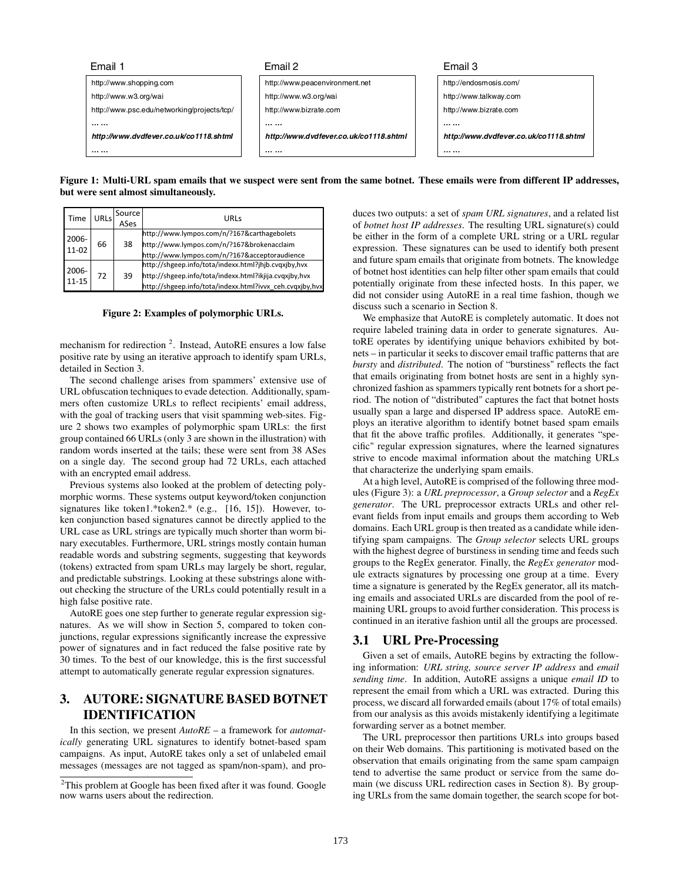| Email 1 | Email 2 | Email 3 |
|---|---|---|
| http://www.shopping.com | http://www.peacenvironment.net | http://endosmosis.com/ |
| http://www.w3.org/wai | http://www.w3.org/wai | http://www.talkway.com |
| http://www.psc.edu/networking/projects/tcp/ | http://www.bizrate.com | http://www.bizrate.com |
| … … | … … | … … |
| ***http://www.dvdfever.co.uk/co1118.shtml*** | ***http://www.dvdfever.co.uk/co1118.shtml*** | ***http://www.dvdfever.co.uk/co1118.shtml*** |
| … … | … … | … … |

**Figure 1: Multi-URL spam emails that we suspect were sent from the same botnet. These emails were from different IP addresses, but were sent almost simultaneously.**

| Time | URLs | Source ASes | URLs |
|---|---|---|---|
| 2006-11-02 | 66 | 38 | http://www.lympos.com/n/?167&carthagebolets<br>http://www.lympos.com/n/?167&brokenacclaim<br>http://www.lympos.com/n/?167&acceptoraudience |
| 2006-11-15 | 72 | 39 | http://shgeep.info/tota/indexx.html?jhjb.cvqxjby,hvx<br>http://shgeep.info/tota/indexx.html?ikjija.cvqxjby,hvx<br>http://shgeep.info/tota/indexx.html?ivvx_ceh.cvqxjby,hvx |

**Figure 2: Examples of polymorphic URLs.**

mechanism for redirection [2]. Instead, AutoRE ensures a low false positive rate by using an iterative approach to identify spam URLs, detailed in Section 3.

The second challenge arises from spammers' extensive use of URL obfuscation techniques to evade detection. Additionally, spammers often customize URLs to reflect recipients' email address, with the goal of tracking users that visit spamming web-sites. Figure 2 shows two examples of polymorphic spam URLs: the first group contained 66 URLs (only 3 are shown in the illustration) with random words inserted at the tails; these were sent from 38 ASes on a single day. The second group had 72 URLs, each attached with an encrypted email address.

Previous systems also looked at the problem of detecting polymorphic worms. These systems output keyword/token conjunction signatures like token1.*token2.* (e.g., [16, 15]). However, token conjunction based signatures cannot be directly applied to the URL case as URL strings are typically much shorter than worm binary executables. Furthermore, URL strings mostly contain human readable words and substring segments, suggesting that keywords (tokens) extracted from spam URLs may largely be short, regular, and predictable substrings. Looking at these substrings alone without checking the structure of the URLs could potentially result in a high false positive rate.

AutoRE goes one step further to generate regular expression signatures. As we will show in Section 5, compared to token conjunctions, regular expressions significantly increase the expressive power of signatures and in fact reduced the false positive rate by 30 times. To the best of our knowledge, this is the first successful attempt to automatically generate regular expression signatures.

# 3. AUTORE: SIGNATURE BASED BOTNET IDENTIFICATION

In this section, we present *AutoRE* – a framework for *automatically* generating URL signatures to identify botnet-based spam campaigns. As input, AutoRE takes only a set of unlabeled email messages (messages are not tagged as spam/non-spam), and produces two outputs: a set of *spam URL signatures*, and a related list of *botnet host IP addresses*. The resulting URL signature(s) could be either in the form of a complete URL string or a URL regular expression. These signatures can be used to identify both present and future spam emails that originate from botnets. The knowledge of botnet host identities can help filter other spam emails that could potentially originate from these infected hosts. In this paper, we did not consider using AutoRE in a real time fashion, though we discuss such a scenario in Section 8.

We emphasize that AutoRE is completely automatic. It does not require labeled training data in order to generate signatures. AutoRE operates by identifying unique behaviors exhibited by botnets – in particular it seeks to discover email traffic patterns that are *bursty* and *distributed*. The notion of "burstiness" reflects the fact that emails originating from botnet hosts are sent in a highly synchronized fashion as spammers typically rent botnets for a short period. The notion of "distributed" captures the fact that botnet hosts usually span a large and dispersed IP address space. AutoRE employs an iterative algorithm to identify botnet based spam emails that fit the above traffic profiles. Additionally, it generates "specific" regular expression signatures, where the learned signatures strive to encode maximal information about the matching URLs that characterize the underlying spam emails.

At a high level, AutoRE is comprised of the following three modules (Figure 3): a *URL preprocessor*, a *Group selector* and a *RegEx generator*. The URL preprocessor extracts URLs and other relevant fields from input emails and groups them according to Web domains. Each URL group is then treated as a candidate while identifying spam campaigns. The *Group selector* selects URL groups with the highest degree of burstiness in sending time and feeds such groups to the RegEx generator. Finally, the *RegEx generator* module extracts signatures by processing one group at a time. Every time a signature is generated by the RegEx generator, all its matching emails and associated URLs are discarded from the pool of remaining URL groups to avoid further consideration. This process is continued in an iterative fashion until all the groups are processed.

## 3.1 URL Pre-Processing

Given a set of emails, AutoRE begins by extracting the following information: *URL string, source server IP address* and *email sending time*. In addition, AutoRE assigns a unique *email ID* to represent the email from which a URL was extracted. During this process, we discard all forwarded emails (about 17% of total emails) from our analysis as this avoids mistakenly identifying a legitimate forwarding server as a botnet member.

The URL preprocessor then partitions URLs into groups based on their Web domains. This partitioning is motivated based on the observation that emails originating from the same spam campaign tend to advertise the same product or service from the same domain (we discuss URL redirection cases in Section 8). By grouping URLs from the same domain together, the search scope for bot-

[2] This problem at Google has been fixed after it was found. Google now warns users about the redirection.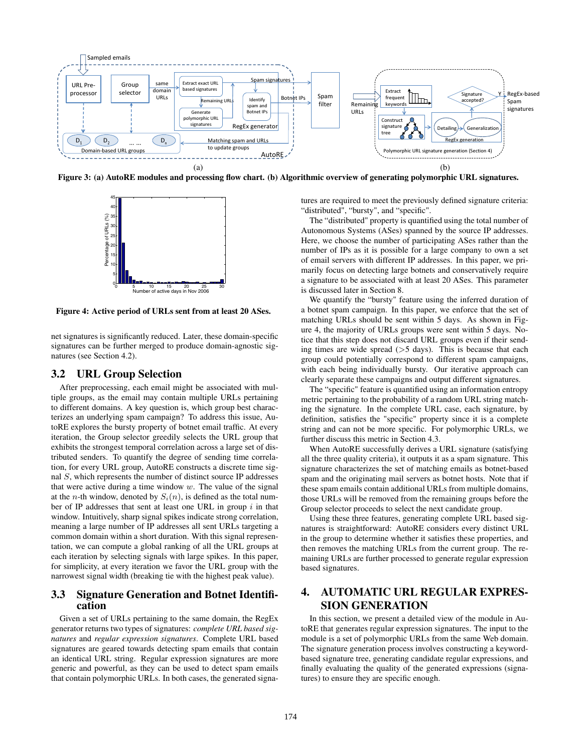Sampled emails

URL Pre-processor

Group selector

same domain URLs

Extract exact URL based signatures

Spam signatures

Remaining URLs

Identify spam and Botnet IPs

Botnet IPs

Spam filter

Generate polymorphic URL signatures

RegEx generator

$D_1$ $D_2$ ... ... $D_n$

Domain-based URL groups

Matching spam and URLs to update groups

AutoRE

(a)

Remaining URLs

Extract frequent keywords

Signature accepted?

Y

RegEx-based Spam signatures

Construct signature tree

Detailing

Generalization

RegEx generation

Polymorphic URL signature generation (Section 4)

(b)

**Figure 3: (a) AutoRE modules and processing flow chart. (b) Algorithmic overview of generating polymorphic URL signatures.**

Percentage of URLs (%)

Number of active days in Nov 2006

0 5 10 15 20 25 30

0 5 10 15 20 25 30 35 40 45

**Figure 4: Active period of URLs sent from at least 20 ASes.**

net signatures is significantly reduced. Later, these domain-specific signatures can be further merged to produce domain-agnostic signatures (see Section 4.2).

## 3.2 URL Group Selection

After preprocessing, each email might be associated with multiple groups, as the email may contain multiple URLs pertaining to different domains. A key question is, which group best characterizes an underlying spam campaign? To address this issue, AutoRE explores the bursty property of botnet email traffic. At every iteration, the Group selector greedily selects the URL group that exhibits the strongest temporal correlation across a large set of distributed senders. To quantify the degree of sending time correlation, for every URL group, AutoRE constructs a discrete time signal $S$, which represents the number of distinct source IP addresses that were active during a time window $w$. The value of the signal at the $n$-th window, denoted by $S_i(n)$, is defined as the total number of IP addresses that sent at least one URL in group $i$ in that window. Intuitively, sharp signal spikes indicate strong correlation, meaning a large number of IP addresses all sent URLs targeting a common domain within a short duration. With this signal representation, we can compute a global ranking of all the URL groups at each iteration by selecting signals with large spikes. In this paper, for simplicity, at every iteration we favor the URL group with the narrowest signal width (breaking tie with the highest peak value).

## 3.3 Signature Generation and Botnet Identification

Given a set of URLs pertaining to the same domain, the RegEx generator returns two types of signatures: *complete URL based signatures* and *regular expression signatures*. Complete URL based signatures are geared towards detecting spam emails that contain an identical URL string. Regular expression signatures are more generic and powerful, as they can be used to detect spam emails that contain polymorphic URLs. In both cases, the generated signatures are required to meet the previously defined signature criteria: "distributed", "bursty", and "specific".

The "distributed" property is quantified using the total number of Autonomous Systems (ASes) spanned by the source IP addresses. Here, we choose the number of participating ASes rather than the number of IPs as it is possible for a large company to own a set of email servers with different IP addresses. In this paper, we primarily focus on detecting large botnets and conservatively require a signature to be associated with at least 20 ASes. This parameter is discussed later in Section 8.

We quantify the "bursty" feature using the inferred duration of a botnet spam campaign. In this paper, we enforce that the set of matching URLs should be sent within 5 days. As shown in Figure 4, the majority of URLs groups were sent within 5 days. Notice that this step does not discard URL groups even if their sending times are wide spread ($>$5 days). This is because that each group could potentially correspond to different spam campaigns, with each being individually bursty. Our iterative approach can clearly separate these campaigns and output different signatures.

The "specific" feature is quantified using an information entropy metric pertaining to the probability of a random URL string matching the signature. In the complete URL case, each signature, by definition, satisfies the "specific" property since it is a complete string and can not be more specific. For polymorphic URLs, we further discuss this metric in Section 4.3.

When AutoRE successfully derives a URL signature (satisfying all the three quality criteria), it outputs it as a spam signature. This signature characterizes the set of matching emails as botnet-based spam and the originating mail servers as botnet hosts. Note that if these spam emails contain additional URLs from multiple domains, those URLs will be removed from the remaining groups before the Group selector proceeds to select the next candidate group.

Using these three features, generating complete URL based signatures is straightforward: AutoRE considers every distinct URL in the group to determine whether it satisfies these properties, and then removes the matching URLs from the current group. The remaining URLs are further processed to generate regular expression based signatures.

# 4. AUTOMATIC URL REGULAR EXPRESSION GENERATION

In this section, we present a detailed view of the module in AutoRE that generates regular expression signatures. The input to the module is a set of polymorphic URLs from the same Web domain. The signature generation process involves constructing a keyword-based signature tree, generating candidate regular expressions, and finally evaluating the quality of the generated expressions (signatures) to ensure they are specific enough.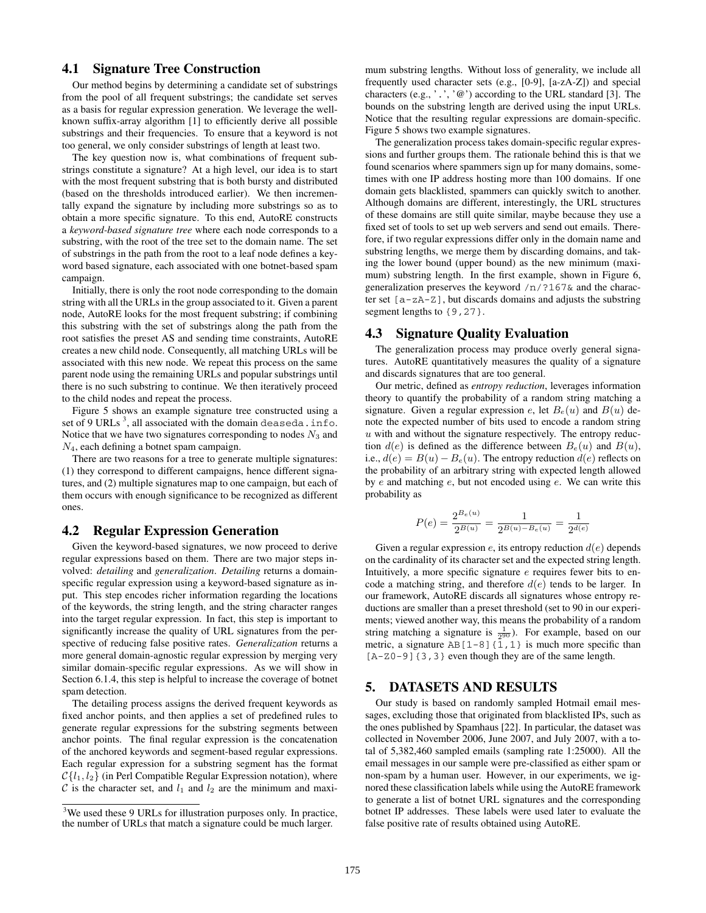### 4.1 Signature Tree Construction

Our method begins by determining a candidate set of substrings from the pool of all frequent substrings; the candidate set serves as a basis for regular expression generation. We leverage the well-known suffix-array algorithm [1] to efficiently derive all possible substrings and their frequencies. To ensure that a keyword is not too general, we only consider substrings of length at least two.

The key question now is, what combinations of frequent substrings constitute a signature? At a high level, our idea is to start with the most frequent substring that is both bursty and distributed (based on the thresholds introduced earlier). We then incrementally expand the signature by including more substrings so as to obtain a more specific signature. To this end, AutoRE constructs a *keyword-based signature tree* where each node corresponds to a substring, with the root of the tree set to the domain name. The set of substrings in the path from the root to a leaf node defines a keyword based signature, each associated with one botnet-based spam campaign.

Initially, there is only the root node corresponding to the domain string with all the URLs in the group associated to it. Given a parent node, AutoRE looks for the most frequent substring; if combining this substring with the set of substrings along the path from the root satisfies the preset AS and sending time constraints, AutoRE creates a new child node. Consequently, all matching URLs will be associated with this new node. We repeat this process on the same parent node using the remaining URLs and popular substrings until there is no such substring to continue. We then iteratively proceed to the child nodes and repeat the process.

Figure 5 shows an example signature tree constructed using a set of 9 URLs [3], all associated with the domain `deaseda.info`. Notice that we have two signatures corresponding to nodes $N_3$ and $N_4$, each defining a botnet spam campaign.

There are two reasons for a tree to generate multiple signatures: (1) they correspond to different campaigns, hence different signatures, and (2) multiple signatures map to one campaign, but each of them occurs with enough significance to be recognized as different ones.

### 4.2 Regular Expression Generation

Given the keyword-based signatures, we now proceed to derive regular expressions based on them. There are two major steps involved: *detailing* and *generalization*. *Detailing* returns a domain-specific regular expression using a keyword-based signature as input. This step encodes richer information regarding the locations of the keywords, the string length, and the string character ranges into the target regular expression. In fact, this step is important to significantly increase the quality of URL signatures from the perspective of reducing false positive rates. *Generalization* returns a more general domain-agnostic regular expression by merging very similar domain-specific regular expressions. As we will show in Section 6.1.4, this step is helpful to increase the coverage of botnet spam detection.

The detailing process assigns the derived frequent keywords as fixed anchor points, and then applies a set of predefined rules to generate regular expressions for the substring segments between anchor points. The final regular expression is the concatenation of the anchored keywords and segment-based regular expressions. Each regular expression for a substring segment has the format $\mathcal{C}\{l_1, l_2\}$ (in Perl Compatible Regular Expression notation), where $\mathcal{C}$ is the character set, and $l_1$ and $l_2$ are the minimum and maximum substring lengths. Without loss of generality, we include all frequently used character sets (e.g., [0-9], [a-zA-Z]) and special characters (e.g., '`.`', '`@`') according to the URL standard [3]. The bounds on the substring length are derived using the input URLs. Notice that the resulting regular expressions are domain-specific. Figure 5 shows two example signatures.

The generalization process takes domain-specific regular expressions and further groups them. The rationale behind this is that we found scenarios where spammers sign up for many domains, sometimes with one IP address hosting more than 100 domains. If one domain gets blacklisted, spammers can quickly switch to another. Although domains are different, interestingly, the URL structures of these domains are still quite similar, maybe because they use a fixed set of tools to set up web servers and send out emails. Therefore, if two regular expressions differ only in the domain name and substring lengths, we merge them by discarding domains, and taking the lower bound (upper bound) as the new minimum (maximum) substring length. In the first example, shown in Figure 6, generalization preserves the keyword `/n/?167&` and the character set `[a-zA-Z]`, but discards domains and adjusts the substring segment lengths to `{9,27}`.

### 4.3 Signature Quality Evaluation

The generalization process may produce overly general signatures. AutoRE quantitatively measures the quality of a signature and discards signatures that are too general.

Our metric, defined as *entropy reduction*, leverages information theory to quantify the probability of a random string matching a signature. Given a regular expression $e$, let $B_e(u)$ and $B(u)$ denote the expected number of bits used to encode a random string $u$ with and without the signature respectively. The entropy reduction $d(e)$ is defined as the difference between $B_e(u)$ and $B(u)$, i.e., $d(e) = B(u) - B_e(u)$. The entropy reduction $d(e)$ reflects on the probability of an arbitrary string with expected length allowed by $e$ and matching $e$, but not encoded using $e$. We can write this probability as

$$P(e) = \frac{2^{B_e(u)}}{2^{B(u)}} = \frac{1}{2^{B(u)-B_e(u)}} = \frac{1}{2^{d(e)}}$$

Given a regular expression $e$, its entropy reduction $d(e)$ depends on the cardinality of its character set and the expected string length. Intuitively, a more specific signature $e$ requires fewer bits to encode a matching string, and therefore $d(e)$ tends to be larger. In our framework, AutoRE discards all signatures whose entropy reductions are smaller than a preset threshold (set to 90 in our experiments; viewed another way, this means the probability of a random string matching a signature is $\frac{1}{2^{90}}$). For example, based on our metric, a signature `AB[1-8]{1,1}` is much more specific than `[A-Z0-9]{3,3}` even though they are of the same length.

## 5. DATASETS AND RESULTS

Our study is based on randomly sampled Hotmail email messages, excluding those that originated from blacklisted IPs, such as the ones published by Spamhaus [22]. In particular, the dataset was collected in November 2006, June 2007, and July 2007, with a total of 5,382,460 sampled emails (sampling rate 1:25000). All the email messages in our sample were pre-classified as either spam or non-spam by a human user. However, in our experiments, we ignored these classification labels while using the AutoRE framework to generate a list of botnet URL signatures and the corresponding botnet IP addresses. These labels were used later to evaluate the false positive rate of results obtained using AutoRE.

[3] We used these 9 URLs for illustration purposes only. In practice, the number of URLs that match a signature could be much larger.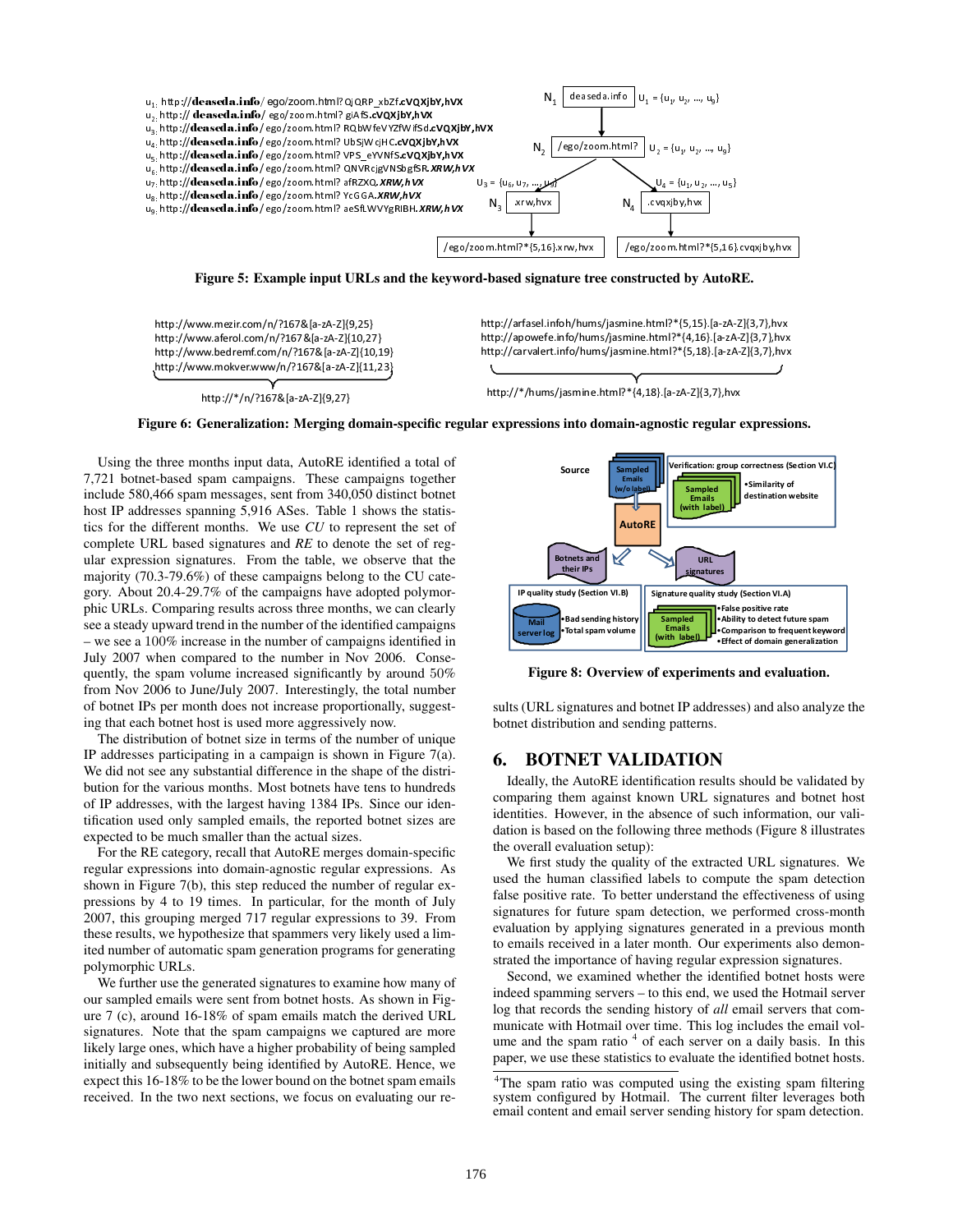u1: http://deaseda.info/ego/zoom.html?QjQRP_xbZf.cVQXjbY,hVX
u2: http://deaseda.info/ego/zoom.html?giAfS.cVQXjbY,hVX
u3: http://deaseda.info/ego/zoom.html?RQbWfeVYZfWifSd.cVQXjbY,hVX
u4: http://deaseda.info/ego/zoom.html?UbSjWcjHC.cVQXjbY,hVX
u5: http://deaseda.info/ego/zoom.html?VPS_eYVNfS.cVQXjbY,hVX
u6: http://deaseda.info/ego/zoom.html?QNVRcjgVNSbgfSR.XRW,hVX
u7: http://deaseda.info/ego/zoom.html?afRZXQ.XRW,hVX
u8: http://deaseda.info/ego/zoom.html?YcGGA.XRW,hVX
u9: http://deaseda.info/ego/zoom.html?aeSfLWVYgRIBH.XRW,hVX

N1: deaseda.info, U1 = {u1, u2, ..., u9}
N2: /ego/zoom.html?, U2 = {u1, u2, ..., u9}
N3: .xrw,hvx, U3 = {u6, u7, ..., u9} → /ego/zoom.html?*{5,16}.xrw,hvx
N4: .cvqxjby,hvx, U4 = {u1, u2, ..., u5} → /ego/zoom.html?*{5,16}.cvqxjby,hvx

**Figure 5: Example input URLs and the keyword-based signature tree constructed by AutoRE.**

```
http://www.mezir.com/n/?167&[a-zA-Z]{9,25}
http://www.aferol.com/n/?167&[a-zA-Z]{10,27}
http://www.bedremf.com/n/?167&[a-zA-Z]{10,19}
http://www.mokver.www/n/?167&[a-zA-Z]{11,23}
        → http://*/n/?167&[a-zA-Z]{9,27}

http://arfasel.infoh/hums/jasmine.html?*{5,15}.[a-zA-Z]{3,7},hvx
http://apowefe.info/hums/jasmine.html?*{4,16}.[a-zA-Z]{3,7},hvx
http://carvalert.info/hums/jasmine.html?*{5,18}.[a-zA-Z]{3,7},hvx
        → http://*/hums/jasmine.html?*{4,18}.[a-zA-Z]{3,7},hvx
```

**Figure 6: Generalization: Merging domain-specific regular expressions into domain-agnostic regular expressions.**

Using the three months input data, AutoRE identified a total of 7,721 botnet-based spam campaigns. These campaigns together include 580,466 spam messages, sent from 340,050 distinct botnet host IP addresses spanning 5,916 ASes. Table 1 shows the statistics for the different months. We use *CU* to represent the set of complete URL based signatures and *RE* to denote the set of regular expression signatures. From the table, we observe that the majority (70.3-79.6%) of these campaigns belong to the CU category. About 20.4-29.7% of the campaigns have adopted polymorphic URLs. Comparing results across three months, we can clearly see a steady upward trend in the number of the identified campaigns – we see a 100% increase in the number of campaigns identified in July 2007 when compared to the number in Nov 2006. Consequently, the spam volume increased significantly by around 50% from Nov 2006 to June/July 2007. Interestingly, the total number of botnet IPs per month does not increase proportionally, suggesting that each botnet host is used more aggressively now.

The distribution of botnet size in terms of the number of unique IP addresses participating in a campaign is shown in Figure 7(a). We did not see any substantial difference in the shape of the distribution for the various months. Most botnets have tens to hundreds of IP addresses, with the largest having 1384 IPs. Since our identification used only sampled emails, the reported botnet sizes are expected to be much smaller than the actual sizes.

For the RE category, recall that AutoRE merges domain-specific regular expressions into domain-agnostic regular expressions. As shown in Figure 7(b), this step reduced the number of regular expressions by 4 to 19 times. In particular, for the month of July 2007, this grouping merged 717 regular expressions to 39. From these results, we hypothesize that spammers very likely used a limited number of automatic spam generation programs for generating polymorphic URLs.

We further use the generated signatures to examine how many of our sampled emails were sent from botnet hosts. As shown in Figure 7 (c), around 16-18% of spam emails match the derived URL signatures. Note that the spam campaigns we captured are more likely large ones, which have a higher probability of being sampled initially and subsequently being identified by AutoRE. Hence, we expect this 16-18% to be the lower bound on the botnet spam emails received. In the two next sections, we focus on evaluating our results (URL signatures and botnet IP addresses) and also analyze the botnet distribution and sending patterns.

Source: Sampled Emails (w/o label) → AutoRE → Botnets and their IPs; URL signatures
Verification: group correctness (Section VI.C): Sampled Emails (with label) • Similarity of destination website
IP quality study (Section VI.B): Mail server log • Bad sending history • Total spam volume
Signature quality study (Section VI.A): Sampled Emails (with label) • False positive rate • Ability to detect future spam • Comparison to frequent keyword • Effect of domain generalization

**Figure 8: Overview of experiments and evaluation.**

## 6. BOTNET VALIDATION

Ideally, the AutoRE identification results should be validated by comparing them against known URL signatures and botnet host identities. However, in the absence of such information, our validation is based on the following three methods (Figure 8 illustrates the overall evaluation setup):

We first study the quality of the extracted URL signatures. We used the human classified labels to compute the spam detection false positive rate. To better understand the effectiveness of using signatures for future spam detection, we performed cross-month evaluation by applying signatures generated in a previous month to emails received in a later month. Our experiments also demonstrated the importance of having regular expression signatures.

Second, we examined whether the identified botnet hosts were indeed spamming servers – to this end, we used the Hotmail server log that records the sending history of *all* email servers that communicate with Hotmail over time. This log includes the email volume and the spam ratio [4] of each server on a daily basis. In this paper, we use these statistics to evaluate the identified botnet hosts.

[4]The spam ratio was computed using the existing spam filtering system configured by Hotmail. The current filter leverages both email content and email server sending history for spam detection.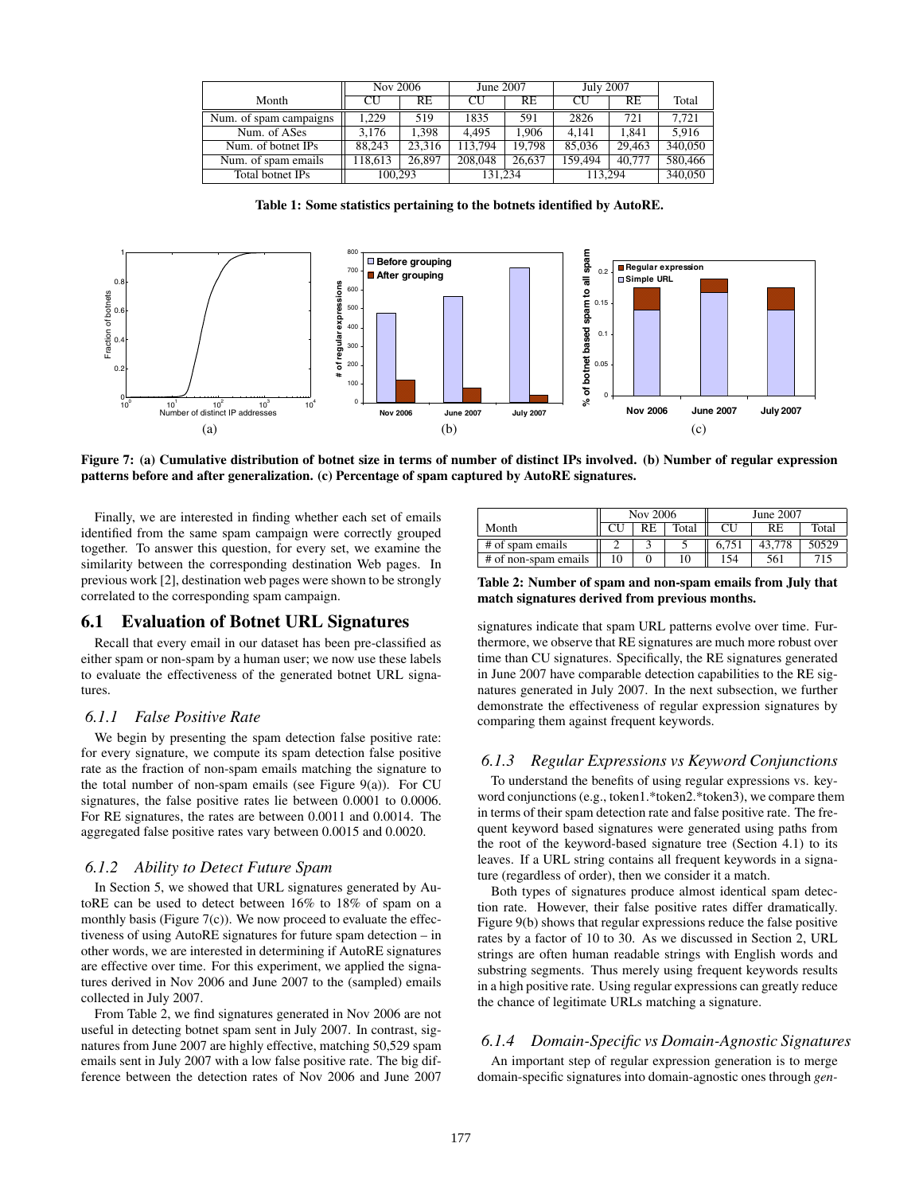| Month | Nov 2006 | | June 2007 | | July 2007 | | Total |
|---|---|---|---|---|---|---|---|
| | CU | RE | CU | RE | CU | RE | |
| Num. of spam campaigns | 1,229 | 519 | 1835 | 591 | 2826 | 721 | 7,721 |
| Num. of ASes | 3,176 | 1,398 | 4,495 | 1,906 | 4,141 | 1,841 | 5,916 |
| Num. of botnet IPs | 88,243 | 23,316 | 113,794 | 19,798 | 85,036 | 29,463 | 340,050 |
| Num. of spam emails | 118,613 | 26,897 | 208,048 | 26,637 | 159,494 | 40,777 | 580,466 |
| Total botnet IPs | 100,293 | | 131,234 | | 113,294 | | 340,050 |

**Table 1: Some statistics pertaining to the botnets identified by AutoRE.**

**Figure 7: (a) Cumulative distribution of botnet size in terms of number of distinct IPs involved. (b) Number of regular expression patterns before and after generalization. (c) Percentage of spam captured by AutoRE signatures.**

Finally, we are interested in finding whether each set of emails identified from the same spam campaign were correctly grouped together. To answer this question, for every set, we examine the similarity between the corresponding destination Web pages. In previous work [2], destination web pages were shown to be strongly correlated to the corresponding spam campaign.

## 6.1 Evaluation of Botnet URL Signatures

Recall that every email in our dataset has been pre-classified as either spam or non-spam by a human user; we now use these labels to evaluate the effectiveness of the generated botnet URL signatures.

### *6.1.1 False Positive Rate*

We begin by presenting the spam detection false positive rate: for every signature, we compute its spam detection false positive rate as the fraction of non-spam emails matching the signature to the total number of non-spam emails (see Figure 9(a)). For CU signatures, the false positive rates lie between 0.0001 to 0.0006. For RE signatures, the rates are between 0.0011 and 0.0014. The aggregated false positive rates vary between 0.0015 and 0.0020.

### *6.1.2 Ability to Detect Future Spam*

In Section 5, we showed that URL signatures generated by AutoRE can be used to detect between 16% to 18% of spam on a monthly basis (Figure 7(c)). We now proceed to evaluate the effectiveness of using AutoRE signatures for future spam detection – in other words, we are interested in determining if AutoRE signatures are effective over time. For this experiment, we applied the signatures derived in Nov 2006 and June 2007 to the (sampled) emails collected in July 2007.

From Table 2, we find signatures generated in Nov 2006 are not useful in detecting botnet spam sent in July 2007. In contrast, signatures from June 2007 are highly effective, matching 50,529 spam emails sent in July 2007 with a low false positive rate. The big difference between the detection rates of Nov 2006 and June 2007 signatures indicate that spam URL patterns evolve over time. Furthermore, we observe that RE signatures are much more robust over time than CU signatures. Specifically, the RE signatures generated in June 2007 have comparable detection capabilities to the RE signatures generated in July 2007. In the next subsection, we further demonstrate the effectiveness of regular expression signatures by comparing them against frequent keywords.

| Month | Nov 2006 | | | June 2007 | | |
|---|---|---|---|---|---|---|
| | CU | RE | Total | CU | RE | Total |
| # of spam emails | 2 | 3 | 5 | 6,751 | 43,778 | 50529 |
| # of non-spam emails | 10 | 0 | 10 | 154 | 561 | 715 |

**Table 2: Number of spam and non-spam emails from July that match signatures derived from previous months.**

### *6.1.3 Regular Expressions vs Keyword Conjunctions*

To understand the benefits of using regular expressions vs. keyword conjunctions (e.g., token1.*token2.*token3), we compare them in terms of their spam detection rate and false positive rate. The frequent keyword based signatures were generated using paths from the root of the keyword-based signature tree (Section 4.1) to its leaves. If a URL string contains all frequent keywords in a signature (regardless of order), then we consider it a match.

Both types of signatures produce almost identical spam detection rate. However, their false positive rates differ dramatically. Figure 9(b) shows that regular expressions reduce the false positive rates by a factor of 10 to 30. As we discussed in Section 2, URL strings are often human readable strings with English words and substring segments. Thus merely using frequent keywords results in a high positive rate. Using regular expressions can greatly reduce the chance of legitimate URLs matching a signature.

### *6.1.4 Domain-Specific vs Domain-Agnostic Signatures*

An important step of regular expression generation is to merge domain-specific signatures into domain-agnostic ones through *gen-*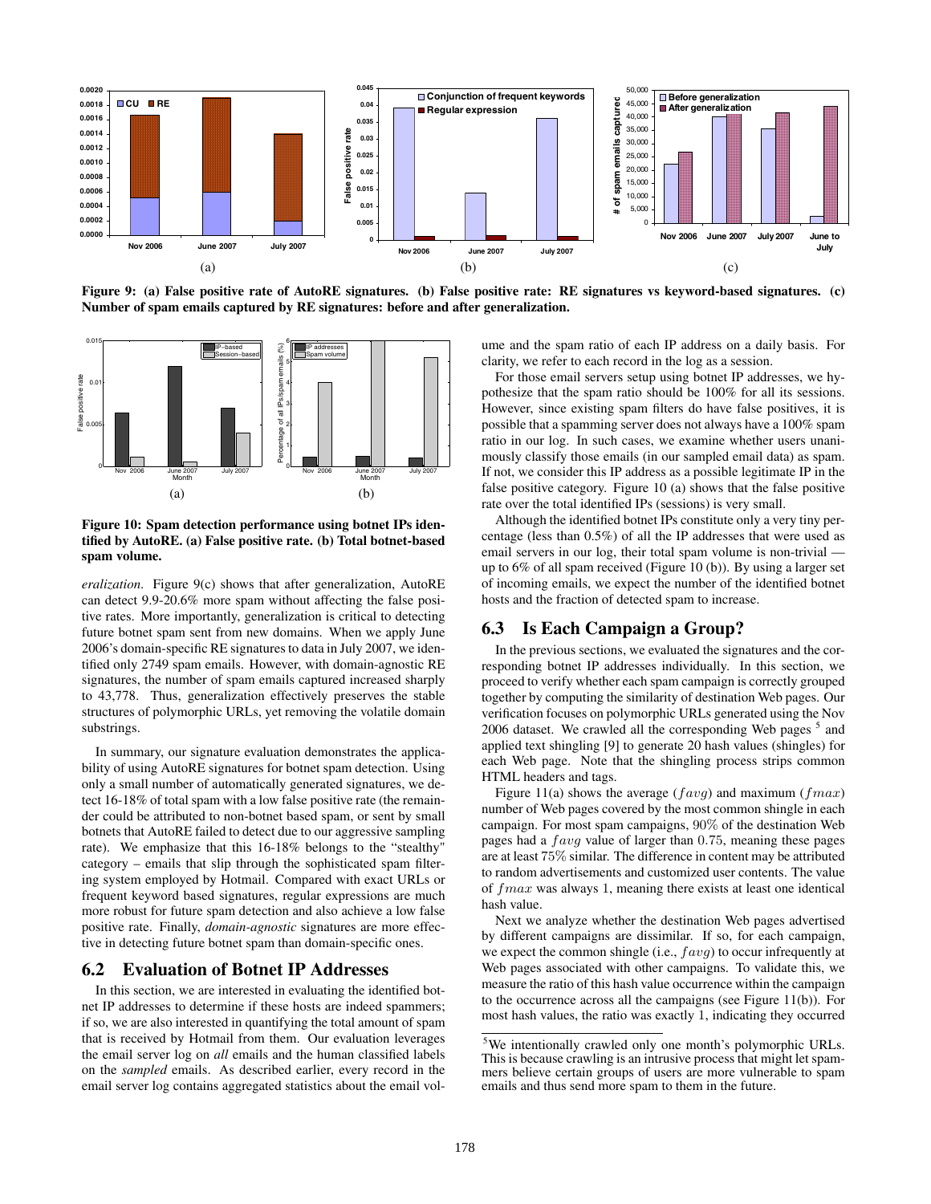Figure 9: (a) False positive rate of AutoRE signatures. (b) False positive rate: RE signatures vs keyword-based signatures. (c) Number of spam emails captured by RE signatures: before and after generalization.

Figure 10: Spam detection performance using botnet IPs identified by AutoRE. (a) False positive rate. (b) Total botnet-based spam volume.

*eralization*. Figure 9(c) shows that after generalization, AutoRE can detect 9.9-20.6% more spam without affecting the false positive rates. More importantly, generalization is critical to detecting future botnet spam sent from new domains. When we apply June 2006's domain-specific RE signatures to data in July 2007, we identified only 2749 spam emails. However, with domain-agnostic RE signatures, the number of spam emails captured increased sharply to 43,778. Thus, generalization effectively preserves the stable structures of polymorphic URLs, yet removing the volatile domain substrings.

In summary, our signature evaluation demonstrates the applicability of using AutoRE signatures for botnet spam detection. Using only a small number of automatically generated signatures, we detect 16-18% of total spam with a low false positive rate (the remainder could be attributed to non-botnet based spam, or sent by small botnets that AutoRE failed to detect due to our aggressive sampling rate). We emphasize that this 16-18% belongs to the "stealthy" category – emails that slip through the sophisticated spam filtering system employed by Hotmail. Compared with exact URLs or frequent keyword based signatures, regular expressions are much more robust for future spam detection and also achieve a low false positive rate. Finally, *domain-agnostic* signatures are more effective in detecting future botnet spam than domain-specific ones.

## 6.2 Evaluation of Botnet IP Addresses

In this section, we are interested in evaluating the identified botnet IP addresses to determine if these hosts are indeed spammers; if so, we are also interested in quantifying the total amount of spam that is received by Hotmail from them. Our evaluation leverages the email server log on *all* emails and the human classified labels on the *sampled* emails. As described earlier, every record in the email server log contains aggregated statistics about the email volume and the spam ratio of each IP address on a daily basis. For clarity, we refer to each record in the log as a session.

For those email servers setup using botnet IP addresses, we hypothesize that the spam ratio should be 100% for all its sessions. However, since existing spam filters do have false positives, it is possible that a spamming server does not always have a 100% spam ratio in our log. In such cases, we examine whether users unanimously classify those emails (in our sampled email data) as spam. If not, we consider this IP address as a possible legitimate IP in the false positive category. Figure 10 (a) shows that the false positive rate over the total identified IPs (sessions) is very small.

Although the identified botnet IPs constitute only a very tiny percentage (less than 0.5%) of all the IP addresses that were used as email servers in our log, their total spam volume is non-trivial — up to 6% of all spam received (Figure 10 (b)). By using a larger set of incoming emails, we expect the number of the identified botnet hosts and the fraction of detected spam to increase.

## 6.3 Is Each Campaign a Group?

In the previous sections, we evaluated the signatures and the corresponding botnet IP addresses individually. In this section, we proceed to verify whether each spam campaign is correctly grouped together by computing the similarity of destination Web pages. Our verification focuses on polymorphic URLs generated using the Nov 2006 dataset. We crawled all the corresponding Web pages [5] and applied text shingling [9] to generate 20 hash values (shingles) for each Web page. Note that the shingling process strips common HTML headers and tags.

Figure 11(a) shows the average ($favg$) and maximum ($fmax$) number of Web pages covered by the most common shingle in each campaign. For most spam campaigns, 90% of the destination Web pages had a $favg$ value of larger than 0.75, meaning these pages are at least 75% similar. The difference in content may be attributed to random advertisements and customized user contents. The value of $fmax$ was always 1, meaning there exists at least one identical hash value.

Next we analyze whether the destination Web pages advertised by different campaigns are dissimilar. If so, for each campaign, we expect the common shingle (i.e., $favg$) to occur infrequently at Web pages associated with other campaigns. To validate this, we measure the ratio of this hash value occurrence within the campaign to the occurrence across all the campaigns (see Figure 11(b)). For most hash values, the ratio was exactly 1, indicating they occurred

[5] We intentionally crawled only one month's polymorphic URLs. This is because crawling is an intrusive process that might let spammers believe certain groups of users are more vulnerable to spam emails and thus send more spam to them in the future.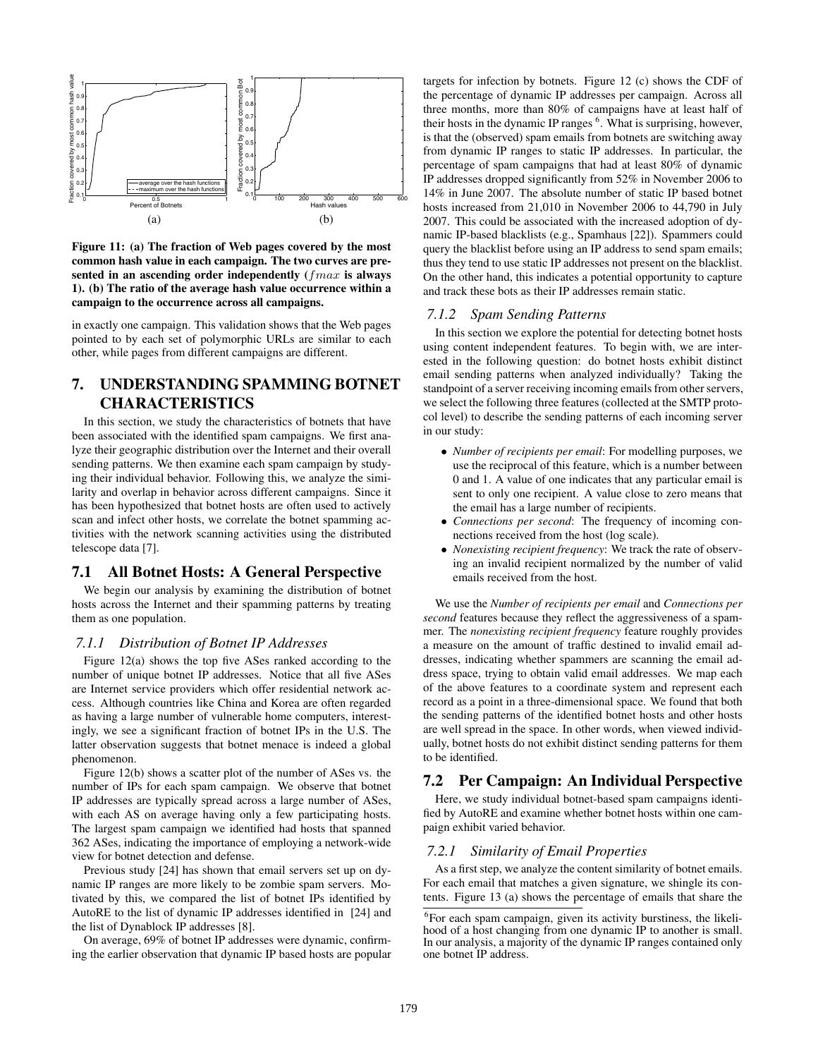Figure 11: (a) The fraction of Web pages covered by the most common hash value in each campaign. The two curves are presented in an ascending order independently ($fmax$ is always 1). (b) The ratio of the average hash value occurrence within a campaign to the occurrence across all campaigns.

in exactly one campaign. This validation shows that the Web pages pointed to by each set of polymorphic URLs are similar to each other, while pages from different campaigns are different.

# 7. UNDERSTANDING SPAMMING BOTNET CHARACTERISTICS

In this section, we study the characteristics of botnets that have been associated with the identified spam campaigns. We first analyze their geographic distribution over the Internet and their overall sending patterns. We then examine each spam campaign by studying their individual behavior. Following this, we analyze the similarity and overlap in behavior across different campaigns. Since it has been hypothesized that botnet hosts are often used to actively scan and infect other hosts, we correlate the botnet spamming activities with the network scanning activities using the distributed telescope data [7].

## 7.1 All Botnet Hosts: A General Perspective

We begin our analysis by examining the distribution of botnet hosts across the Internet and their spamming patterns by treating them as one population.

### 7.1.1 Distribution of Botnet IP Addresses

Figure 12(a) shows the top five ASes ranked according to the number of unique botnet IP addresses. Notice that all five ASes are Internet service providers which offer residential network access. Although countries like China and Korea are often regarded as having a large number of vulnerable home computers, interestingly, we see a significant fraction of botnet IPs in the U.S. The latter observation suggests that botnet menace is indeed a global phenomenon.

Figure 12(b) shows a scatter plot of the number of ASes vs. the number of IPs for each spam campaign. We observe that botnet IP addresses are typically spread across a large number of ASes, with each AS on average having only a few participating hosts. The largest spam campaign we identified had hosts that spanned 362 ASes, indicating the importance of employing a network-wide view for botnet detection and defense.

Previous study [24] has shown that email servers set up on dynamic IP ranges are more likely to be zombie spam servers. Motivated by this, we compared the list of botnet IPs identified by AutoRE to the list of dynamic IP addresses identified in [24] and the list of Dynablock IP addresses [8].

On average, 69% of botnet IP addresses were dynamic, confirming the earlier observation that dynamic IP based hosts are popular targets for infection by botnets. Figure 12 (c) shows the CDF of the percentage of dynamic IP addresses per campaign. Across all three months, more than 80% of campaigns have at least half of their hosts in the dynamic IP ranges [6]. What is surprising, however, is that the (observed) spam emails from botnets are switching away from dynamic IP ranges to static IP addresses. In particular, the percentage of spam campaigns that had at least 80% of dynamic IP addresses dropped significantly from 52% in November 2006 to 14% in June 2007. The absolute number of static IP based botnet hosts increased from 21,010 in November 2006 to 44,790 in July 2007. This could be associated with the increased adoption of dynamic IP-based blacklists (e.g., Spamhaus [22]). Spammers could query the blacklist before using an IP address to send spam emails; thus they tend to use static IP addresses not present on the blacklist. On the other hand, this indicates a potential opportunity to capture and track these bots as their IP addresses remain static.

### 7.1.2 Spam Sending Patterns

In this section we explore the potential for detecting botnet hosts using content independent features. To begin with, we are interested in the following question: do botnet hosts exhibit distinct email sending patterns when analyzed individually? Taking the standpoint of a server receiving incoming emails from other servers, we select the following three features (collected at the SMTP protocol level) to describe the sending patterns of each incoming server in our study:

- *Number of recipients per email*: For modelling purposes, we use the reciprocal of this feature, which is a number between 0 and 1. A value of one indicates that any particular email is sent to only one recipient. A value close to zero means that the email has a large number of recipients.
- *Connections per second*: The frequency of incoming connections received from the host (log scale).
- *Nonexisting recipient frequency*: We track the rate of observing an invalid recipient normalized by the number of valid emails received from the host.

We use the *Number of recipients per email* and *Connections per second* features because they reflect the aggressiveness of a spammer. The *nonexisting recipient frequency* feature roughly provides a measure on the amount of traffic destined to invalid email addresses, indicating whether spammers are scanning the email address space, trying to obtain valid email addresses. We map each of the above features to a coordinate system and represent each record as a point in a three-dimensional space. We found that both the sending patterns of the identified botnet hosts and other hosts are well spread in the space. In other words, when viewed individually, botnet hosts do not exhibit distinct sending patterns for them to be identified.

## 7.2 Per Campaign: An Individual Perspective

Here, we study individual botnet-based spam campaigns identified by AutoRE and examine whether botnet hosts within one campaign exhibit varied behavior.

### 7.2.1 Similarity of Email Properties

As a first step, we analyze the content similarity of botnet emails. For each email that matches a given signature, we shingle its contents. Figure 13 (a) shows the percentage of emails that share the

[6] For each spam campaign, given its activity burstiness, the likelihood of a host changing from one dynamic IP to another is small. In our analysis, a majority of the dynamic IP ranges contained only one botnet IP address.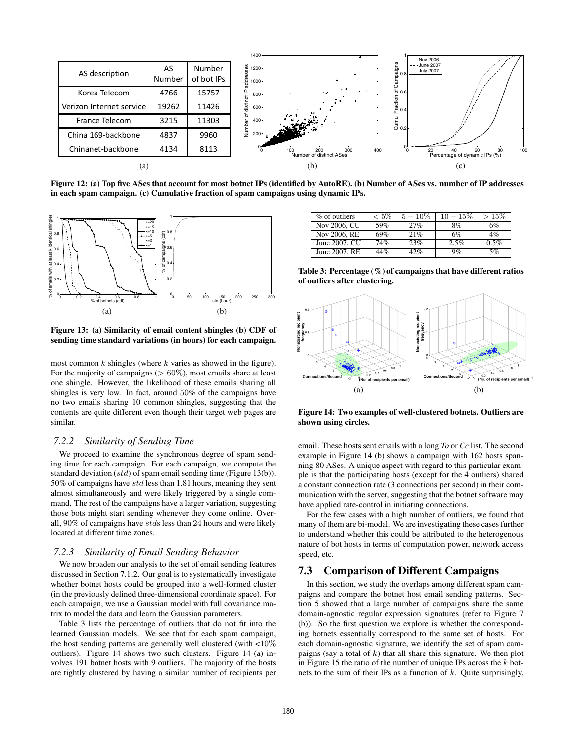| AS description | AS Number | Number of bot IPs |
|---|---|---|
| Korea Telecom | 4766 | 15757 |
| Verizon Internet service | 19262 | 11426 |
| France Telecom | 3215 | 11303 |
| China 169-backbone | 4837 | 9960 |
| Chinanet-backbone | 4134 | 8113 |

**Figure 12: (a) Top five ASes that account for most botnet IPs (identified by AutoRE). (b) Number of ASes vs. number of IP addresses in each spam campaign. (c) Cumulative fraction of spam campaigns using dynamic IPs.**

**Figure 13: (a) Similarity of email content shingles (b) CDF of sending time standard variations (in hours) for each campaign.**

most common $k$ shingles (where $k$ varies as showed in the figure). For the majority of campaigns ($> 60\%$), most emails share at least one shingle. However, the likelihood of these emails sharing all shingles is very low. In fact, around $50\%$ of the campaigns have no two emails sharing 10 common shingles, suggesting that the contents are quite different even though their target web pages are similar.

### 7.2.2 Similarity of Sending Time

We proceed to examine the synchronous degree of spam sending time for each campaign. For each campaign, we compute the standard deviation ($std$) of spam email sending time (Figure 13(b)). $50\%$ of campaigns have $std$ less than 1.81 hours, meaning they sent almost simultaneously and were likely triggered by a single command. The rest of the campaigns have a larger variation, suggesting those bots might start sending whenever they come online. Overall, $90\%$ of campaigns have $std$s less than 24 hours and were likely located at different time zones.

### 7.2.3 Similarity of Email Sending Behavior

We now broaden our analysis to the set of email sending features discussed in Section 7.1.2. Our goal is to systematically investigate whether botnet hosts could be grouped into a well-formed cluster (in the previously defined three-dimensional coordinate space). For each campaign, we use a Gaussian model with full covariance matrix to model the data and learn the Gaussian parameters.

Table 3 lists the percentage of outliers that do not fit into the learned Gaussian models. We see that for each spam campaign, the host sending patterns are generally well clustered (with <$10\%$ outliers). Figure 14 shows two such clusters. Figure 14 (a) involves 191 botnet hosts with 9 outliers. The majority of the hosts are tightly clustered by having a similar number of recipients per email. These hosts sent emails with a long *To* or *Cc* list. The second example in Figure 14 (b) shows a campaign with 162 hosts spanning 80 ASes. A unique aspect with regard to this particular example is that the participating hosts (except for the 4 outliers) shared a constant connection rate (3 connections per second) in their communication with the server, suggesting that the botnet software may have applied rate-control in initiating connections.

| % of outliers | $< 5\%$ | $5-10\%$ | $10-15\%$ | $> 15\%$ |
|---|---|---|---|---|
| Nov 2006, CU | 59% | 27% | 8% | 6% |
| Nov 2006, RE | 69% | 21% | 6% | 4% |
| June 2007, CU | 74% | 23% | 2.5% | 0.5% |
| June 2007, RE | 44% | 42% | 9% | 5% |

**Table 3: Percentage (%) of campaigns that have different ratios of outliers after clustering.**

**Figure 14: Two examples of well-clustered botnets. Outliers are shown using circles.**

For the few cases with a high number of outliers, we found that many of them are bi-modal. We are investigating these cases further to understand whether this could be attributed to the heterogenous nature of bot hosts in terms of computation power, network access speed, etc.

## 7.3 Comparison of Different Campaigns

In this section, we study the overlaps among different spam campaigns and compare the botnet host email sending patterns. Section 5 showed that a large number of campaigns share the same domain-agnostic regular expression signatures (refer to Figure 7 (b)). So the first question we explore is whether the corresponding botnets essentially correspond to the same set of hosts. For each domain-agnostic signature, we identify the set of spam campaigns (say a total of $k$) that all share this signature. We then plot in Figure 15 the ratio of the number of unique IPs across the $k$ botnets to the sum of their IPs as a function of $k$. Quite surprisingly,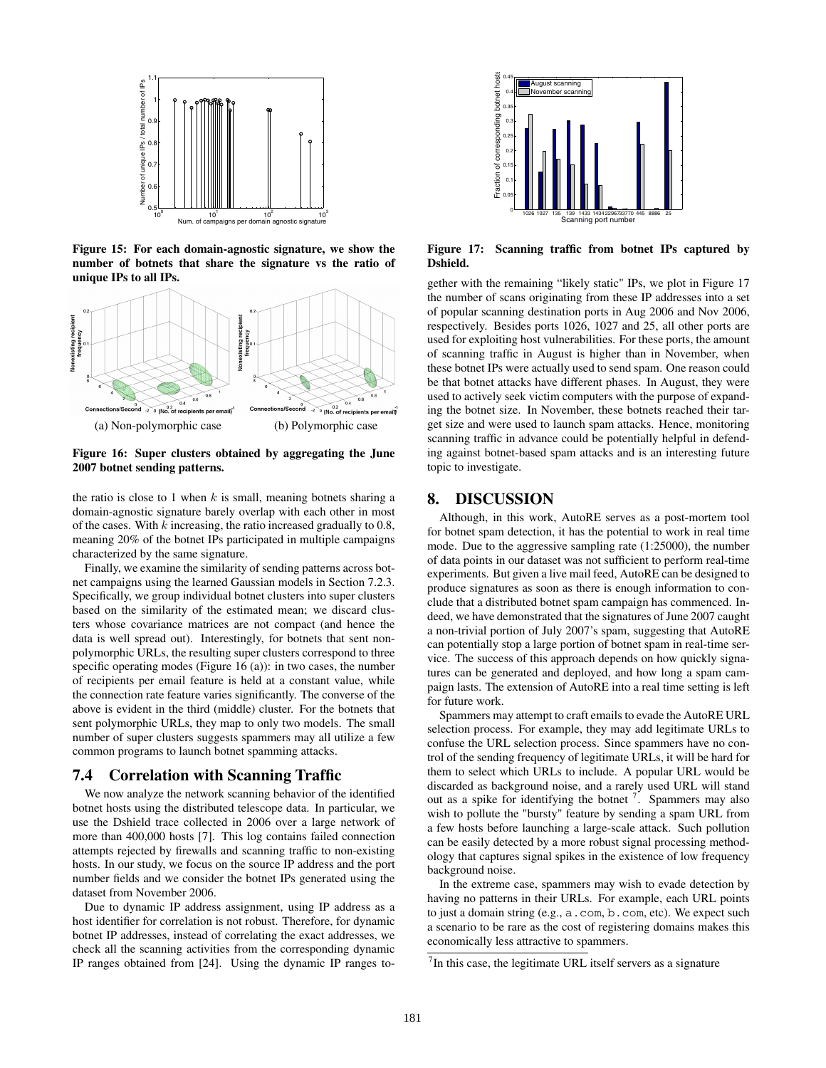Number of unique IPs / total number of IPs

1.1
1
0.9
0.8
0.7
0.6
0.5

$10^0$ $10^1$ $10^2$ $10^3$

Num. of campaigns per domain agnostic signature

**Figure 15: For each domain-agnostic signature, we show the number of botnets that share the signature vs the ratio of unique IPs to all IPs.**

Nonexisting recipient frequency

Connections/Second

(No. of recipients per email)$^{-1}$

(a) Non-polymorphic case

Nonexisting recipient frequency

Connections/Second

(No. of recipients per email)$^{-1}$

(b) Polymorphic case

**Figure 16: Super clusters obtained by aggregating the June 2007 botnet sending patterns.**

the ratio is close to 1 when $k$ is small, meaning botnets sharing a domain-agnostic signature barely overlap with each other in most of the cases. With $k$ increasing, the ratio increased gradually to 0.8, meaning 20% of the botnet IPs participated in multiple campaigns characterized by the same signature.

Finally, we examine the similarity of sending patterns across botnet campaigns using the learned Gaussian models in Section 7.2.3. Specifically, we group individual botnet clusters into super clusters based on the similarity of the estimated mean; we discard clusters whose covariance matrices are not compact (and hence the data is well spread out). Interestingly, for botnets that sent non-polymorphic URLs, the resulting super clusters correspond to three specific operating modes (Figure 16 (a)): in two cases, the number of recipients per email feature is held at a constant value, while the connection rate feature varies significantly. The converse of the above is evident in the third (middle) cluster. For the botnets that sent polymorphic URLs, they map to only two models. The small number of super clusters suggests spammers may all utilize a few common programs to launch botnet spamming attacks.

## 7.4 Correlation with Scanning Traffic

We now analyze the network scanning behavior of the identified botnet hosts using the distributed telescope data. In particular, we use the Dshield trace collected in 2006 over a large network of more than 400,000 hosts [7]. This log contains failed connection attempts rejected by firewalls and scanning traffic to non-existing hosts. In our study, we focus on the source IP address and the port number fields and we consider the botnet IPs generated using the dataset from November 2006.

Due to dynamic IP address assignment, using IP address as a host identifier for correlation is not robust. Therefore, for dynamic botnet IP addresses, instead of correlating the exact addresses, we check all the scanning activities from the corresponding dynamic IP ranges obtained from [24]. Using the dynamic IP ranges together with the remaining "likely static" IPs, we plot in Figure 17 the number of scans originating from these IP addresses into a set of popular scanning destination ports in Aug 2006 and Nov 2006, respectively. Besides ports 1026, 1027 and 25, all other ports are used for exploiting host vulnerabilities. For these ports, the amount of scanning traffic in August is higher than in November, when these botnet IPs were actually used to send spam. One reason could be that botnet attacks have different phases. In August, they were used to actively seek victim computers with the purpose of expanding the botnet size. In November, these botnets reached their target size and were used to launch spam attacks. Hence, monitoring scanning traffic in advance could be potentially helpful in defending against botnet-based spam attacks and is an interesting future topic to investigate.

Fraction of corresponding botnet hosts

August scanning

November scanning

0.45
0.4
0.35
0.3
0.25
0.2
0.15
0.1
0.05
0

1026 1027 135 139 1433 1434 2296 3770 445 8886 25

Scanning port number

**Figure 17: Scanning traffic from botnet IPs captured by Dshield.**

# 8. DISCUSSION

Although, in this work, AutoRE serves as a post-mortem tool for botnet spam detection, it has the potential to work in real time mode. Due to the aggressive sampling rate (1:25000), the number of data points in our dataset was not sufficient to perform real-time experiments. But given a live mail feed, AutoRE can be designed to produce signatures as soon as there is enough information to conclude that a distributed botnet spam campaign has commenced. Indeed, we have demonstrated that the signatures of June 2007 caught a non-trivial portion of July 2007's spam, suggesting that AutoRE can potentially stop a large portion of botnet spam in real-time service. The success of this approach depends on how quickly signatures can be generated and deployed, and how long a spam campaign lasts. The extension of AutoRE into a real time setting is left for future work.

Spammers may attempt to craft emails to evade the AutoRE URL selection process. For example, they may add legitimate URLs to confuse the URL selection process. Since spammers have no control of the sending frequency of legitimate URLs, it will be hard for them to select which URLs to include. A popular URL would be discarded as background noise, and a rarely used URL will stand out as a spike for identifying the botnet [7]. Spammers may also wish to pollute the "bursty" feature by sending a spam URL from a few hosts before launching a large-scale attack. Such pollution can be easily detected by a more robust signal processing methodology that captures signal spikes in the existence of low frequency background noise.

In the extreme case, spammers may wish to evade detection by having no patterns in their URLs. For example, each URL points to just a domain string (e.g., a.com, b.com, etc). We expect such a scenario to be rare as the cost of registering domains makes this economically less attractive to spammers.

[7]In this case, the legitimate URL itself servers as a signature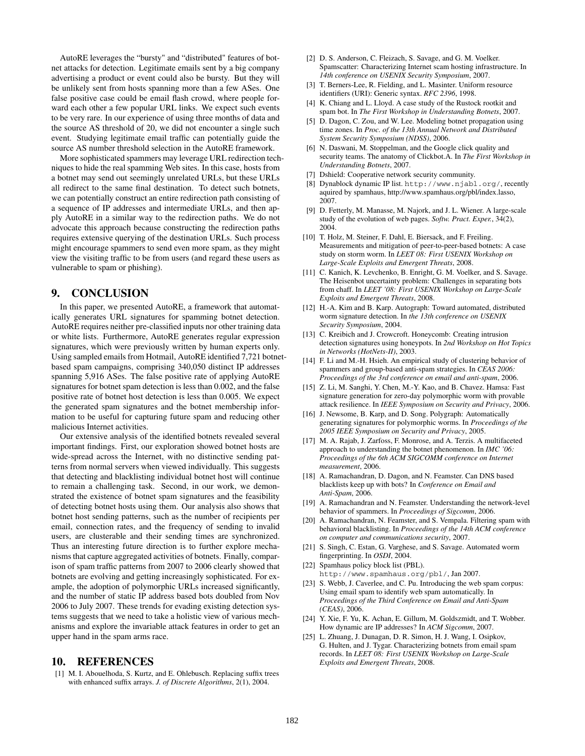AutoRE leverages the "bursty" and "distributed" features of botnet attacks for detection. Legitimate emails sent by a big company advertising a product or event could also be bursty. But they will be unlikely sent from hosts spanning more than a few ASes. One false positive case could be email flash crowd, where people forward each other a few popular URL links. We expect such events to be very rare. In our experience of using three months of data and the source AS threshold of 20, we did not encounter a single such event. Studying legitimate email traffic can potentially guide the source AS number threshold selection in the AutoRE framework.

More sophisticated spammers may leverage URL redirection techniques to hide the real spamming Web sites. In this case, hosts from a botnet may send out seemingly unrelated URLs, but these URLs all redirect to the same final destination. To detect such botnets, we can potentially construct an entire redirection path consisting of a sequence of IP addresses and intermediate URLs, and then apply AutoRE in a similar way to the redirection paths. We do not advocate this approach because constructing the redirection paths requires extensive querying of the destination URLs. Such process might encourage spammers to send even more spam, as they might view the visiting traffic to be from users (and regard these users as vulnerable to spam or phishing).

## 9. CONCLUSION

In this paper, we presented AutoRE, a framework that automatically generates URL signatures for spamming botnet detection. AutoRE requires neither pre-classified inputs nor other training data or white lists. Furthermore, AutoRE generates regular expression signatures, which were previously written by human experts only. Using sampled emails from Hotmail, AutoRE identified 7,721 botnet-based spam campaigns, comprising 340,050 distinct IP addresses spanning 5,916 ASes. The false positive rate of applying AutoRE signatures for botnet spam detection is less than 0.002, and the false positive rate of botnet host detection is less than 0.005. We expect the generated spam signatures and the botnet membership information to be useful for capturing future spam and reducing other malicious Internet activities.

Our extensive analysis of the identified botnets revealed several important findings. First, our exploration showed botnet hosts are wide-spread across the Internet, with no distinctive sending patterns from normal servers when viewed individually. This suggests that detecting and blacklisting individual botnet host will continue to remain a challenging task. Second, in our work, we demonstrated the existence of botnet spam signatures and the feasibility of detecting botnet hosts using them. Our analysis also shows that botnet host sending patterns, such as the number of recipients per email, connection rates, and the frequency of sending to invalid users, are clusterable and their sending times are synchronized. Thus an interesting future direction is to further explore mechanisms that capture aggregated activities of botnets. Finally, comparison of spam traffic patterns from 2007 to 2006 clearly showed that botnets are evolving and getting increasingly sophisticated. For example, the adoption of polymorphic URLs increased significantly, and the number of static IP address based bots doubled from Nov 2006 to July 2007. These trends for evading existing detection systems suggests that we need to take a holistic view of various mechanisms and explore the invariable attack features in order to get an upper hand in the spam arms race.

## 10. REFERENCES

[1] M. I. Abouelhoda, S. Kurtz, and E. Ohlebusch. Replacing suffix trees with enhanced suffix arrays. *J. of Discrete Algorithms*, 2(1), 2004.

[2] D. S. Anderson, C. Fleizach, S. Savage, and G. M. Voelker. Spamscatter: Characterizing Internet scam hosting infrastructure. In *14th conference on USENIX Security Symposium*, 2007.

[3] T. Berners-Lee, R. Fielding, and L. Masinter. Uniform resource identifiers (URI): Generic syntax. *RFC 2396*, 1998.

[4] K. Chiang and L. Lloyd. A case study of the Rustock rootkit and spam bot. In *The First Workshop in Understanding Botnets*, 2007.

[5] D. Dagon, C. Zou, and W. Lee. Modeling botnet propagation using time zones. In *Proc. of the 13th Annual Network and Distributed System Security Symposium (NDSS)*, 2006.

[6] N. Daswani, M. Stoppelman, and the Google click quality and security teams. The anatomy of Clickbot.A. In *The First Workshop in Understanding Botnets*, 2007.

[7] Dshield: Cooperative network security community.

[8] Dynablock dynamic IP list. `http://www.njabl.org/`, recently aquired by spamhaus, http://www.spamhaus.org/pbl/index.lasso, 2007.

[9] D. Fetterly, M. Manasse, M. Najork, and J. L. Wiener. A large-scale study of the evolution of web pages. *Softw. Pract. Exper.*, 34(2), 2004.

[10] T. Holz, M. Steiner, F. Dahl, E. Biersack, and F. Freiling. Measurements and mitigation of peer-to-peer-based botnets: A case study on storm worm. In *LEET 08: First USENIX Workshop on Large-Scale Exploits and Emergent Threats*, 2008.

[11] C. Kanich, K. Levchenko, B. Enright, G. M. Voelker, and S. Savage. The Heisenbot uncertainty problem: Challenges in separating bots from chaff. In *LEET '08: First USENIX Workshop on Large-Scale Exploits and Emergent Threats*, 2008.

[12] H.-A. Kim and B. Karp. Autograph: Toward automated, distributed worm signature detection. In *the 13th conference on USENIX Security Symposium*, 2004.

[13] C. Kreibich and J. Crowcroft. Honeycomb: Creating intrusion detection signatures using honeypots. In *2nd Workshop on Hot Topics in Networks (HotNets-II)*, 2003.

[14] F. Li and M.-H. Hsieh. An empirical study of clustering behavior of spammers and group-based anti-spam strategies. In *CEAS 2006: Proceedings of the 3rd conference on email and anti-spam*, 2006.

[15] Z. Li, M. Sanghi, Y. Chen, M.-Y. Kao, and B. Chavez. Hamsa: Fast signature generation for zero-day polymorphic worm with provable attack resilience. In *IEEE Symposium on Security and Privacy*, 2006.

[16] J. Newsome, B. Karp, and D. Song. Polygraph: Automatically generating signatures for polymorphic worms. In *Proceedings of the 2005 IEEE Symposium on Security and Privacy*, 2005.

[17] M. A. Rajab, J. Zarfoss, F. Monrose, and A. Terzis. A multifaceted approach to understanding the botnet phenomenon. In *IMC '06: Proceedings of the 6th ACM SIGCOMM conference on Internet measurement*, 2006.

[18] A. Ramachandran, D. Dagon, and N. Feamster. Can DNS based blacklists keep up with bots? In *Conference on Email and Anti-Spam*, 2006.

[19] A. Ramachandran and N. Feamster. Understanding the network-level behavior of spammers. In *Proceedings of Sigcomm*, 2006.

[20] A. Ramachandran, N. Feamster, and S. Vempala. Filtering spam with behavioral blacklisting. In *Proceedings of the 14th ACM conference on computer and communications security*, 2007.

[21] S. Singh, C. Estan, G. Varghese, and S. Savage. Automated worm fingerprinting. In *OSDI*, 2004.

[22] Spamhaus policy block list (PBL). `http://www.spamhaus.org/pbl/`, Jan 2007.

[23] S. Webb, J. Caverlee, and C. Pu. Introducing the web spam corpus: Using email spam to identify web spam automatically. In *Proceedings of the Third Conference on Email and Anti-Spam (CEAS)*, 2006.

[24] Y. Xie, F. Yu, K. Achan, E. Gillum, M. Goldszmidt, and T. Wobber. How dynamic are IP addresses? In *ACM Sigcomm*, 2007.

[25] L. Zhuang, J. Dunagan, D. R. Simon, H. J. Wang, I. Osipkov, G. Hulten, and J. Tygar. Characterizing botnets from email spam records. In *LEET 08: First USENIX Workshop on Large-Scale Exploits and Emergent Threats*, 2008.